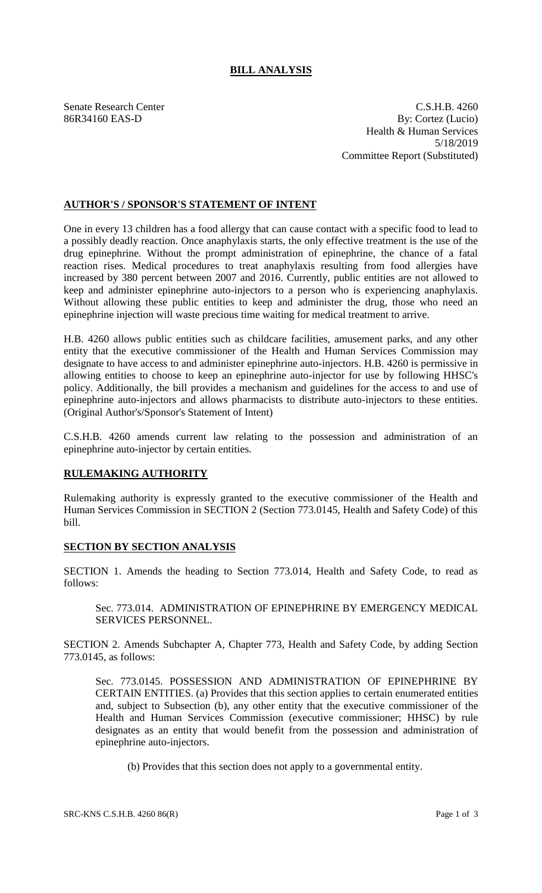# BILL ANALYSIS

Senate Research Center
86R34160 EAS-D

C.S.H.B. 4260
By: Cortez (Lucio)
Health & Human Services
5/18/2019
Committee Report (Substituted)

## AUTHOR'S / SPONSOR'S STATEMENT OF INTENT

One in every 13 children has a food allergy that can cause contact with a specific food to lead to a possibly deadly reaction. Once anaphylaxis starts, the only effective treatment is the use of the drug epinephrine. Without the prompt administration of epinephrine, the chance of a fatal reaction rises. Medical procedures to treat anaphylaxis resulting from food allergies have increased by 380 percent between 2007 and 2016. Currently, public entities are not allowed to keep and administer epinephrine auto-injectors to a person who is experiencing anaphylaxis. Without allowing these public entities to keep and administer the drug, those who need an epinephrine injection will waste precious time waiting for medical treatment to arrive.

H.B. 4260 allows public entities such as childcare facilities, amusement parks, and any other entity that the executive commissioner of the Health and Human Services Commission may designate to have access to and administer epinephrine auto-injectors. H.B. 4260 is permissive in allowing entities to choose to keep an epinephrine auto-injector for use by following HHSC's policy. Additionally, the bill provides a mechanism and guidelines for the access to and use of epinephrine auto-injectors and allows pharmacists to distribute auto-injectors to these entities. (Original Author's/Sponsor's Statement of Intent)

C.S.H.B. 4260 amends current law relating to the possession and administration of an epinephrine auto-injector by certain entities.

## RULEMAKING AUTHORITY

Rulemaking authority is expressly granted to the executive commissioner of the Health and Human Services Commission in SECTION 2 (Section 773.0145, Health and Safety Code) of this bill.

## SECTION BY SECTION ANALYSIS

SECTION 1. Amends the heading to Section 773.014, Health and Safety Code, to read as follows:

Sec. 773.014. ADMINISTRATION OF EPINEPHRINE BY EMERGENCY MEDICAL SERVICES PERSONNEL.

SECTION 2. Amends Subchapter A, Chapter 773, Health and Safety Code, by adding Section 773.0145, as follows:

Sec. 773.0145. POSSESSION AND ADMINISTRATION OF EPINEPHRINE BY CERTAIN ENTITIES. (a) Provides that this section applies to certain enumerated entities and, subject to Subsection (b), any other entity that the executive commissioner of the Health and Human Services Commission (executive commissioner; HHSC) by rule designates as an entity that would benefit from the possession and administration of epinephrine auto-injectors.

(b) Provides that this section does not apply to a governmental entity.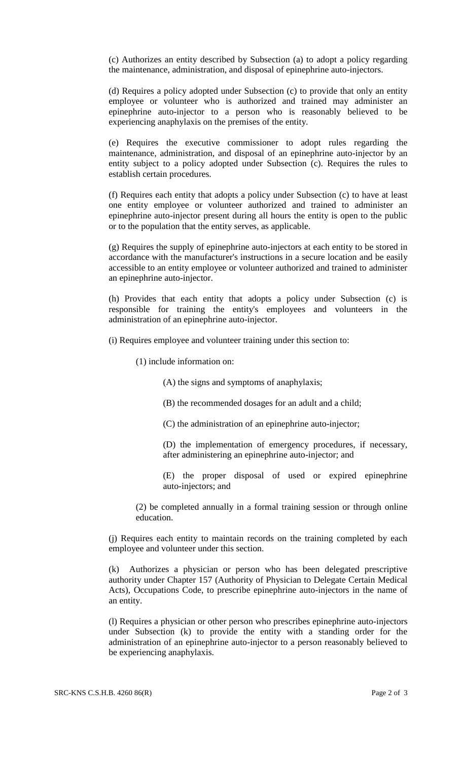(c) Authorizes an entity described by Subsection (a) to adopt a policy regarding the maintenance, administration, and disposal of epinephrine auto-injectors.

(d) Requires a policy adopted under Subsection (c) to provide that only an entity employee or volunteer who is authorized and trained may administer an epinephrine auto-injector to a person who is reasonably believed to be experiencing anaphylaxis on the premises of the entity.

(e) Requires the executive commissioner to adopt rules regarding the maintenance, administration, and disposal of an epinephrine auto-injector by an entity subject to a policy adopted under Subsection (c). Requires the rules to establish certain procedures.

(f) Requires each entity that adopts a policy under Subsection (c) to have at least one entity employee or volunteer authorized and trained to administer an epinephrine auto-injector present during all hours the entity is open to the public or to the population that the entity serves, as applicable.

(g) Requires the supply of epinephrine auto-injectors at each entity to be stored in accordance with the manufacturer's instructions in a secure location and be easily accessible to an entity employee or volunteer authorized and trained to administer an epinephrine auto-injector.

(h) Provides that each entity that adopts a policy under Subsection (c) is responsible for training the entity's employees and volunteers in the administration of an epinephrine auto-injector.

(i) Requires employee and volunteer training under this section to:

(1) include information on:

(A) the signs and symptoms of anaphylaxis;

(B) the recommended dosages for an adult and a child;

(C) the administration of an epinephrine auto-injector;

(D) the implementation of emergency procedures, if necessary, after administering an epinephrine auto-injector; and

(E) the proper disposal of used or expired epinephrine auto-injectors; and

(2) be completed annually in a formal training session or through online education.

(j) Requires each entity to maintain records on the training completed by each employee and volunteer under this section.

(k) Authorizes a physician or person who has been delegated prescriptive authority under Chapter 157 (Authority of Physician to Delegate Certain Medical Acts), Occupations Code, to prescribe epinephrine auto-injectors in the name of an entity.

(l) Requires a physician or other person who prescribes epinephrine auto-injectors under Subsection (k) to provide the entity with a standing order for the administration of an epinephrine auto-injector to a person reasonably believed to be experiencing anaphylaxis.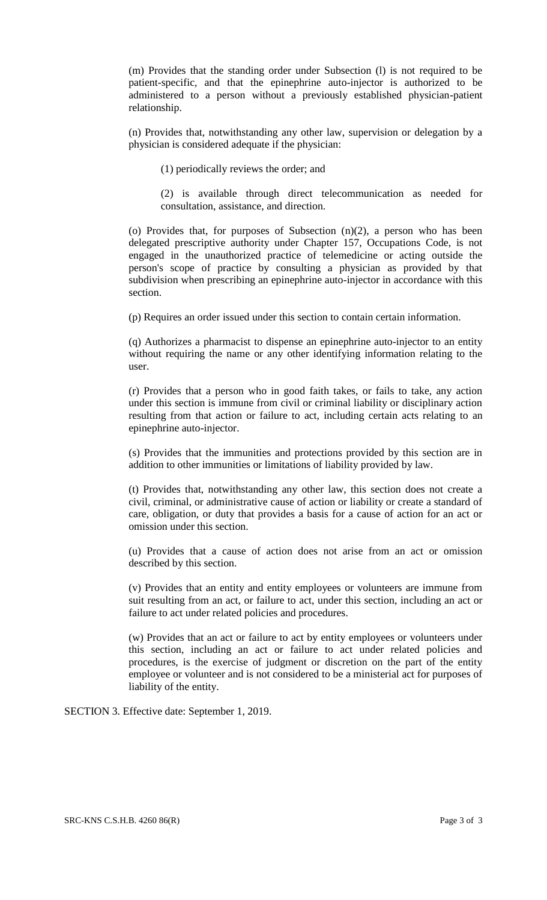(m) Provides that the standing order under Subsection (l) is not required to be patient-specific, and that the epinephrine auto-injector is authorized to be administered to a person without a previously established physician-patient relationship.

(n) Provides that, notwithstanding any other law, supervision or delegation by a physician is considered adequate if the physician:

(1) periodically reviews the order; and

(2) is available through direct telecommunication as needed for consultation, assistance, and direction.

(o) Provides that, for purposes of Subsection (n)(2), a person who has been delegated prescriptive authority under Chapter 157, Occupations Code, is not engaged in the unauthorized practice of telemedicine or acting outside the person's scope of practice by consulting a physician as provided by that subdivision when prescribing an epinephrine auto-injector in accordance with this section.

(p) Requires an order issued under this section to contain certain information.

(q) Authorizes a pharmacist to dispense an epinephrine auto-injector to an entity without requiring the name or any other identifying information relating to the user.

(r) Provides that a person who in good faith takes, or fails to take, any action under this section is immune from civil or criminal liability or disciplinary action resulting from that action or failure to act, including certain acts relating to an epinephrine auto-injector.

(s) Provides that the immunities and protections provided by this section are in addition to other immunities or limitations of liability provided by law.

(t) Provides that, notwithstanding any other law, this section does not create a civil, criminal, or administrative cause of action or liability or create a standard of care, obligation, or duty that provides a basis for a cause of action for an act or omission under this section.

(u) Provides that a cause of action does not arise from an act or omission described by this section.

(v) Provides that an entity and entity employees or volunteers are immune from suit resulting from an act, or failure to act, under this section, including an act or failure to act under related policies and procedures.

(w) Provides that an act or failure to act by entity employees or volunteers under this section, including an act or failure to act under related policies and procedures, is the exercise of judgment or discretion on the part of the entity employee or volunteer and is not considered to be a ministerial act for purposes of liability of the entity.

SECTION 3. Effective date: September 1, 2019.

SRC-KNS C.S.H.B. 4260 86(R)